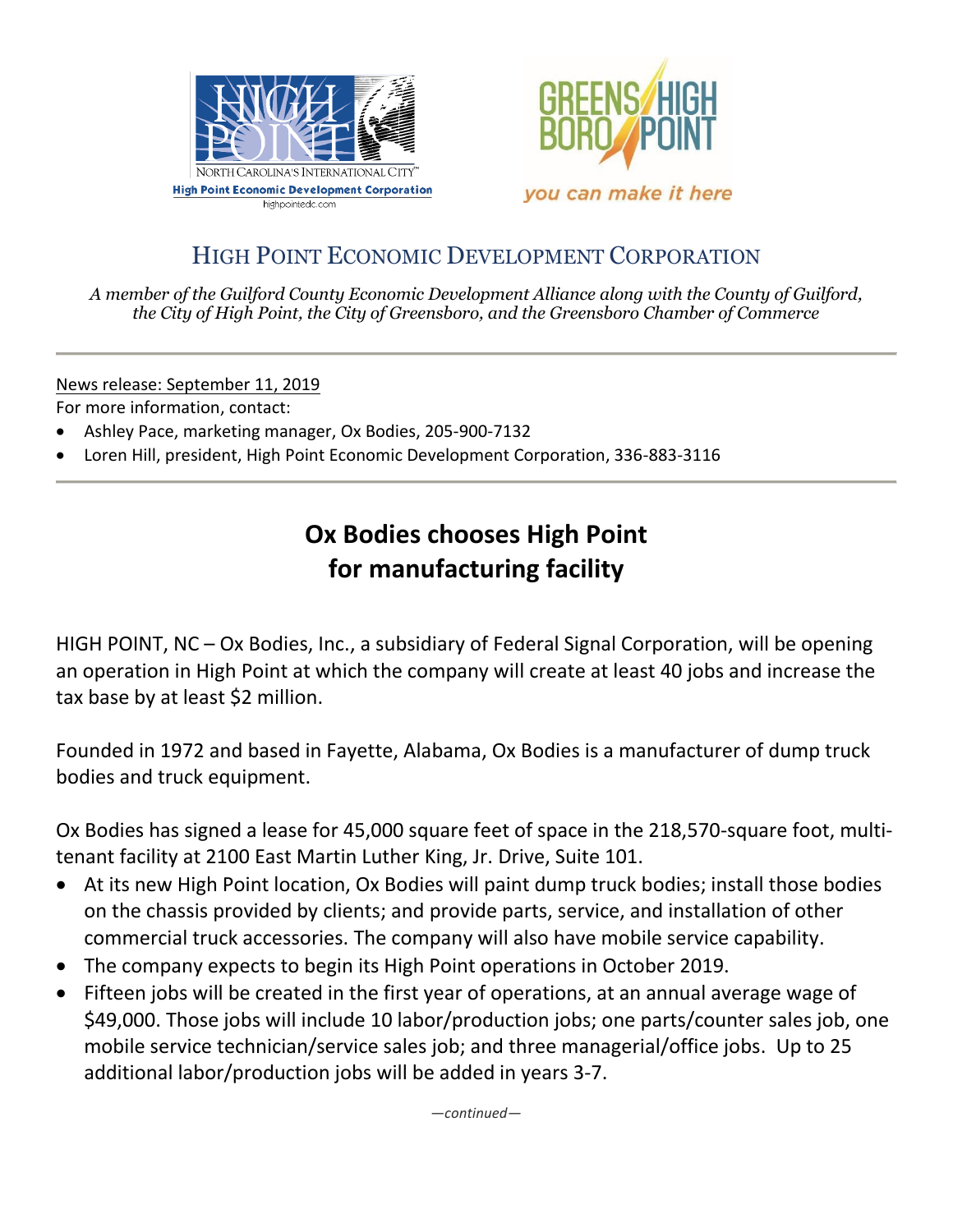HIGH POINT

NORTH CAROLINA'S INTERNATIONAL CITY™

High Point Economic Development Corporation

highpointedc.com

GREENSBORO HIGH POINT

*you can make it here*

# HIGH POINT ECONOMIC DEVELOPMENT CORPORATION

*A member of the Guilford County Economic Development Alliance along with the County of Guilford, the City of High Point, the City of Greensboro, and the Greensboro Chamber of Commerce*

---

News release: September 11, 2019

For more information, contact:

- Ashley Pace, marketing manager, Ox Bodies, 205-900-7132
- Loren Hill, president, High Point Economic Development Corporation, 336-883-3116

---

## Ox Bodies chooses High Point for manufacturing facility

HIGH POINT, NC – Ox Bodies, Inc., a subsidiary of Federal Signal Corporation, will be opening an operation in High Point at which the company will create at least 40 jobs and increase the tax base by at least $2 million.

Founded in 1972 and based in Fayette, Alabama, Ox Bodies is a manufacturer of dump truck bodies and truck equipment.

Ox Bodies has signed a lease for 45,000 square feet of space in the 218,570-square foot, multi-tenant facility at 2100 East Martin Luther King, Jr. Drive, Suite 101.

- At its new High Point location, Ox Bodies will paint dump truck bodies; install those bodies on the chassis provided by clients; and provide parts, service, and installation of other commercial truck accessories. The company will also have mobile service capability.
- The company expects to begin its High Point operations in October 2019.
- Fifteen jobs will be created in the first year of operations, at an annual average wage of $49,000. Those jobs will include 10 labor/production jobs; one parts/counter sales job, one mobile service technician/service sales job; and three managerial/office jobs. Up to 25 additional labor/production jobs will be added in years 3-7.

*—continued—*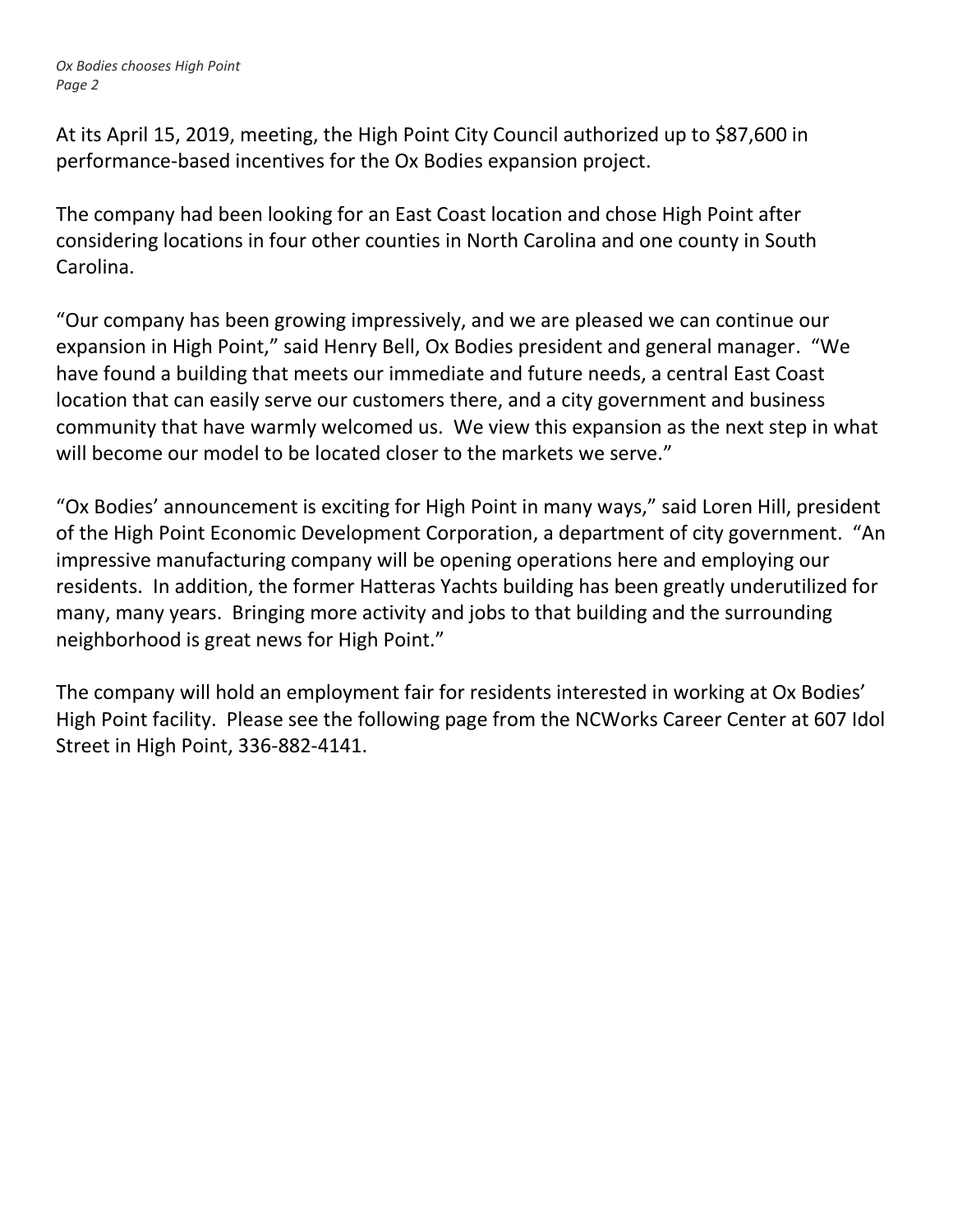At its April 15, 2019, meeting, the High Point City Council authorized up to $87,600 in performance-based incentives for the Ox Bodies expansion project.

The company had been looking for an East Coast location and chose High Point after considering locations in four other counties in North Carolina and one county in South Carolina.

"Our company has been growing impressively, and we are pleased we can continue our expansion in High Point," said Henry Bell, Ox Bodies president and general manager. "We have found a building that meets our immediate and future needs, a central East Coast location that can easily serve our customers there, and a city government and business community that have warmly welcomed us. We view this expansion as the next step in what will become our model to be located closer to the markets we serve."

"Ox Bodies' announcement is exciting for High Point in many ways," said Loren Hill, president of the High Point Economic Development Corporation, a department of city government. "An impressive manufacturing company will be opening operations here and employing our residents. In addition, the former Hatteras Yachts building has been greatly underutilized for many, many years. Bringing more activity and jobs to that building and the surrounding neighborhood is great news for High Point."

The company will hold an employment fair for residents interested in working at Ox Bodies' High Point facility. Please see the following page from the NCWorks Career Center at 607 Idol Street in High Point, 336-882-4141.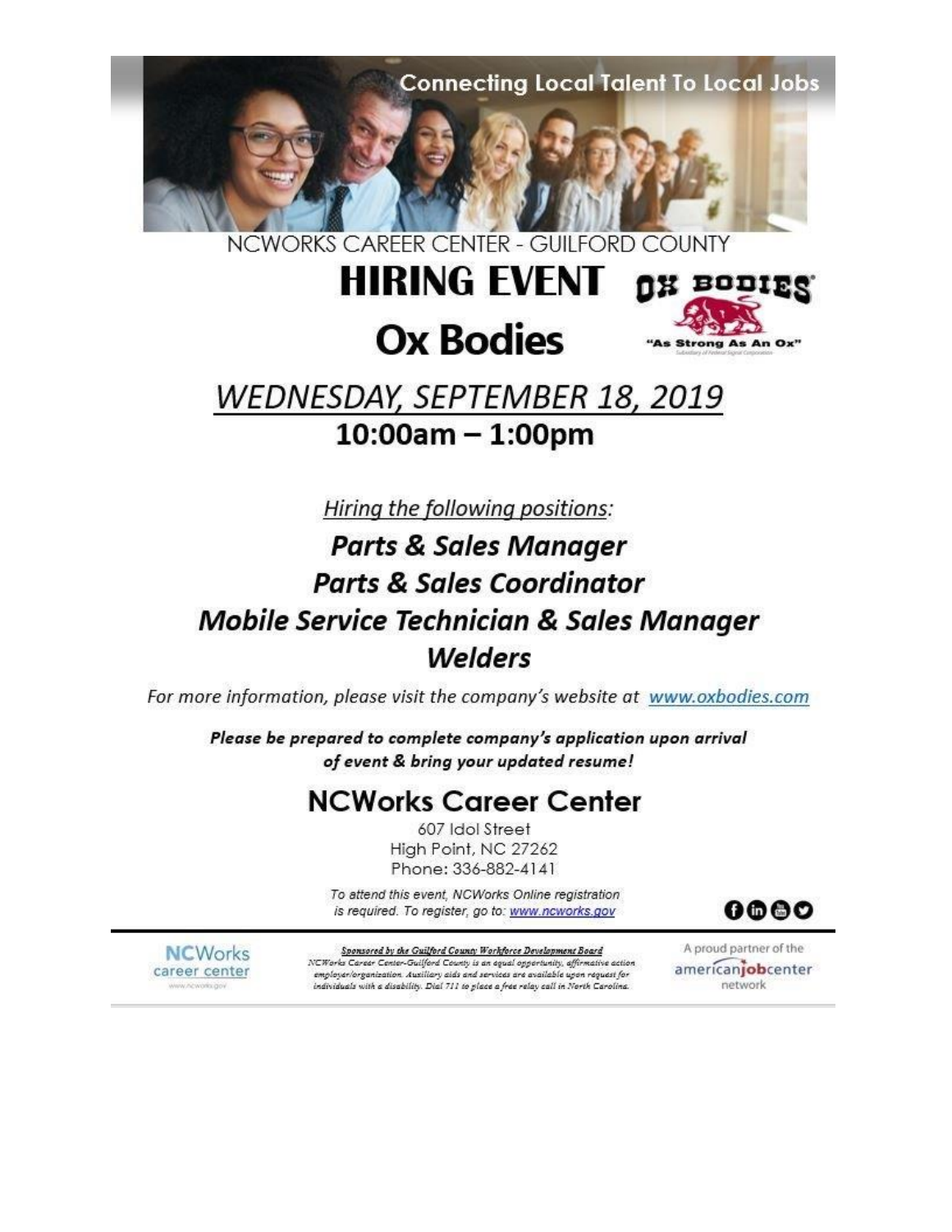Connecting Local Talent To Local Jobs

NCWORKS CAREER CENTER - GUILFORD COUNTY

# HIRING EVENT

# Ox Bodies

OX BODIES

"As Strong As An Ox"

## *WEDNESDAY, SEPTEMBER 18, 2019*

## 10:00am – 1:00pm

*Hiring the following positions:*

### *Parts & Sales Manager*

### *Parts & Sales Coordinator*

### *Mobile Service Technician & Sales Manager*

### *Welders*

*For more information, please visit the company's website at* www.oxbodies.com

***Please be prepared to complete company's application upon arrival of event & bring your updated resume!***

## NCWorks Career Center

607 Idol Street
High Point, NC 27262
Phone: 336-882-4141

*To attend this event, NCWorks Online registration is required. To register, go to:* www.ncworks.gov

NCWorks career center

*Sponsored by the Guilford County Workforce Development Board*
*NCWorks Career Center-Guilford County is an equal opportunity, affirmative action employer/organization. Auxiliary aids and services are available upon request for individuals with a disability. Dial 711 to place a free relay call in North Carolina.*

A proud partner of the americanjobcenter network